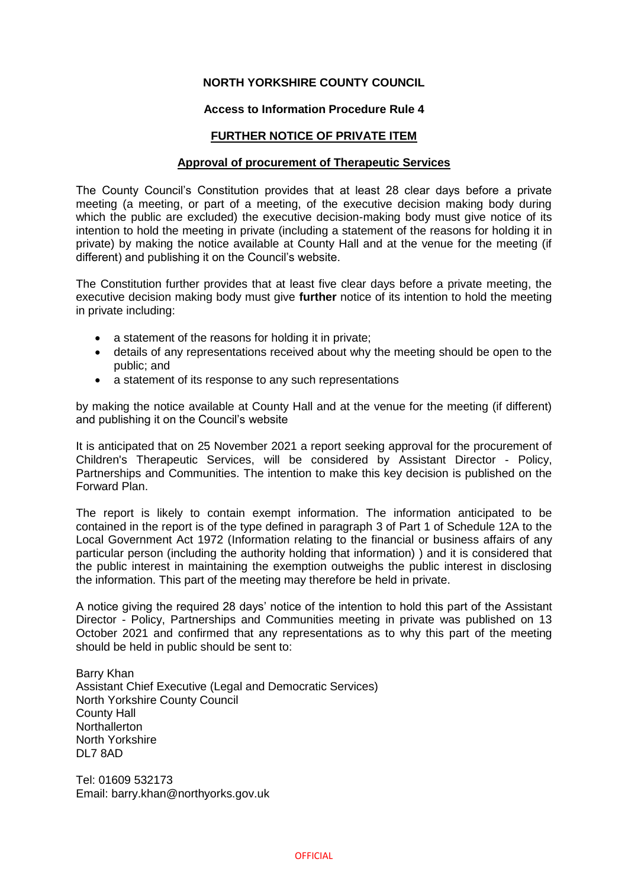**NORTH YORKSHIRE COUNTY COUNCIL**

**Access to Information Procedure Rule 4**

**FURTHER NOTICE OF PRIVATE ITEM**

**Approval of procurement of Therapeutic Services**

The County Council's Constitution provides that at least 28 clear days before a private meeting (a meeting, or part of a meeting, of the executive decision making body during which the public are excluded) the executive decision-making body must give notice of its intention to hold the meeting in private (including a statement of the reasons for holding it in private) by making the notice available at County Hall and at the venue for the meeting (if different) and publishing it on the Council's website.

The Constitution further provides that at least five clear days before a private meeting, the executive decision making body must give **further** notice of its intention to hold the meeting in private including:

- a statement of the reasons for holding it in private;
- details of any representations received about why the meeting should be open to the public; and
- a statement of its response to any such representations

by making the notice available at County Hall and at the venue for the meeting (if different) and publishing it on the Council's website

It is anticipated that on 25 November 2021 a report seeking approval for the procurement of Children's Therapeutic Services, will be considered by Assistant Director - Policy, Partnerships and Communities. The intention to make this key decision is published on the Forward Plan.

The report is likely to contain exempt information. The information anticipated to be contained in the report is of the type defined in paragraph 3 of Part 1 of Schedule 12A to the Local Government Act 1972 (Information relating to the financial or business affairs of any particular person (including the authority holding that information) ) and it is considered that the public interest in maintaining the exemption outweighs the public interest in disclosing the information. This part of the meeting may therefore be held in private.

A notice giving the required 28 days' notice of the intention to hold this part of the Assistant Director - Policy, Partnerships and Communities meeting in private was published on 13 October 2021 and confirmed that any representations as to why this part of the meeting should be held in public should be sent to:

Barry Khan
Assistant Chief Executive (Legal and Democratic Services)
North Yorkshire County Council
County Hall
Northallerton
North Yorkshire
DL7 8AD

Tel: 01609 532173
Email: barry.khan@northyorks.gov.uk

OFFICIAL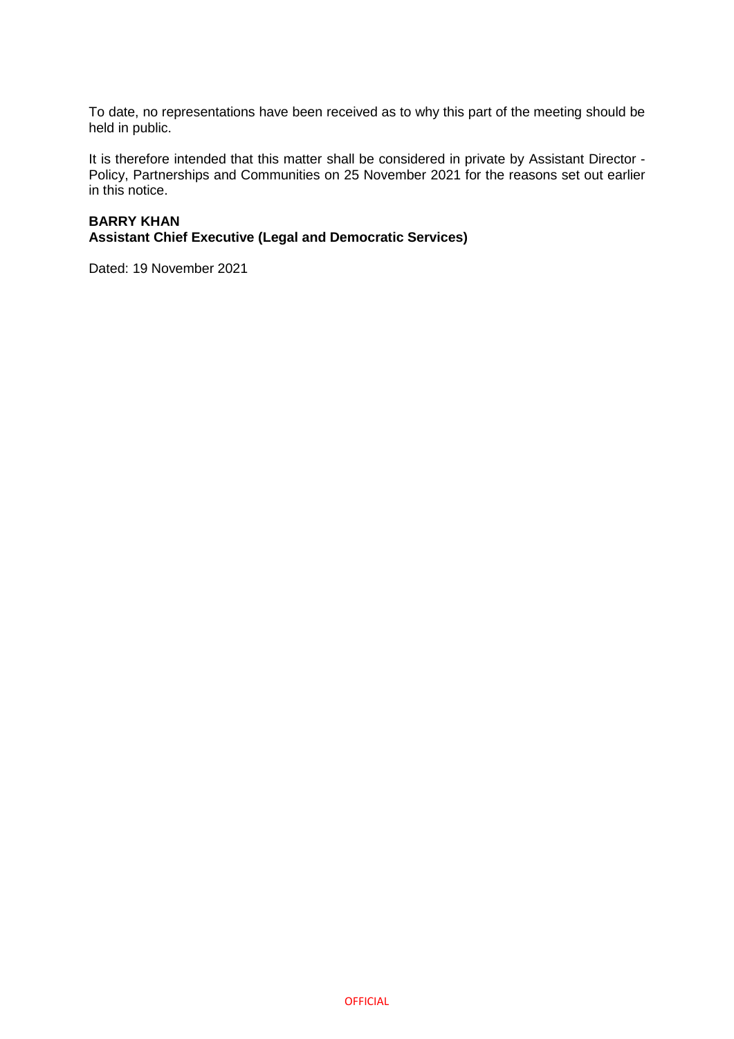To date, no representations have been received as to why this part of the meeting should be held in public.

It is therefore intended that this matter shall be considered in private by Assistant Director - Policy, Partnerships and Communities on 25 November 2021 for the reasons set out earlier in this notice.

**BARRY KHAN**
**Assistant Chief Executive (Legal and Democratic Services)**

Dated: 19 November 2021